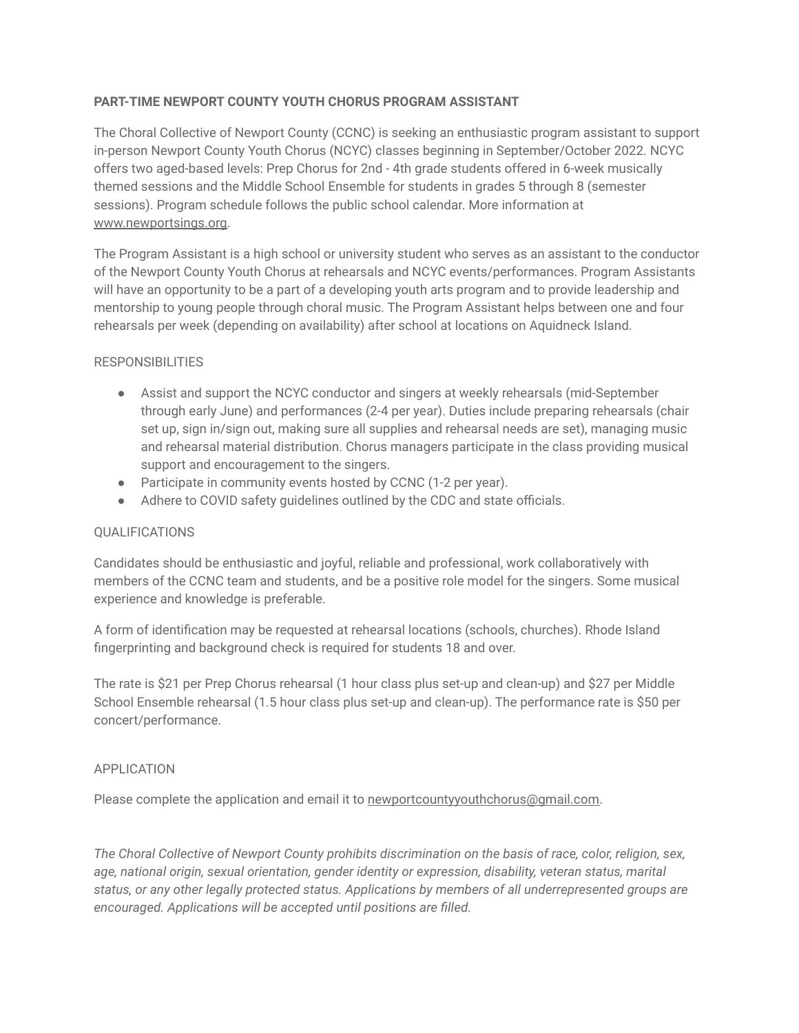**PART-TIME NEWPORT COUNTY YOUTH CHORUS PROGRAM ASSISTANT**

The Choral Collective of Newport County (CCNC) is seeking an enthusiastic program assistant to support in-person Newport County Youth Chorus (NCYC) classes beginning in September/October 2022. NCYC offers two aged-based levels: Prep Chorus for 2nd - 4th grade students offered in 6-week musically themed sessions and the Middle School Ensemble for students in grades 5 through 8 (semester sessions). Program schedule follows the public school calendar. More information at www.newportsings.org.

The Program Assistant is a high school or university student who serves as an assistant to the conductor of the Newport County Youth Chorus at rehearsals and NCYC events/performances. Program Assistants will have an opportunity to be a part of a developing youth arts program and to provide leadership and mentorship to young people through choral music. The Program Assistant helps between one and four rehearsals per week (depending on availability) after school at locations on Aquidneck Island.

RESPONSIBILITIES

- Assist and support the NCYC conductor and singers at weekly rehearsals (mid-September through early June) and performances (2-4 per year). Duties include preparing rehearsals (chair set up, sign in/sign out, making sure all supplies and rehearsal needs are set), managing music and rehearsal material distribution. Chorus managers participate in the class providing musical support and encouragement to the singers.
- Participate in community events hosted by CCNC (1-2 per year).
- Adhere to COVID safety guidelines outlined by the CDC and state officials.

QUALIFICATIONS

Candidates should be enthusiastic and joyful, reliable and professional, work collaboratively with members of the CCNC team and students, and be a positive role model for the singers. Some musical experience and knowledge is preferable.

A form of identification may be requested at rehearsal locations (schools, churches). Rhode Island fingerprinting and background check is required for students 18 and over.

The rate is $21 per Prep Chorus rehearsal (1 hour class plus set-up and clean-up) and $27 per Middle School Ensemble rehearsal (1.5 hour class plus set-up and clean-up). The performance rate is $50 per concert/performance.

APPLICATION

Please complete the application and email it to newportcountyyouthchorus@gmail.com.

*The Choral Collective of Newport County prohibits discrimination on the basis of race, color, religion, sex, age, national origin, sexual orientation, gender identity or expression, disability, veteran status, marital status, or any other legally protected status. Applications by members of all underrepresented groups are encouraged. Applications will be accepted until positions are filled.*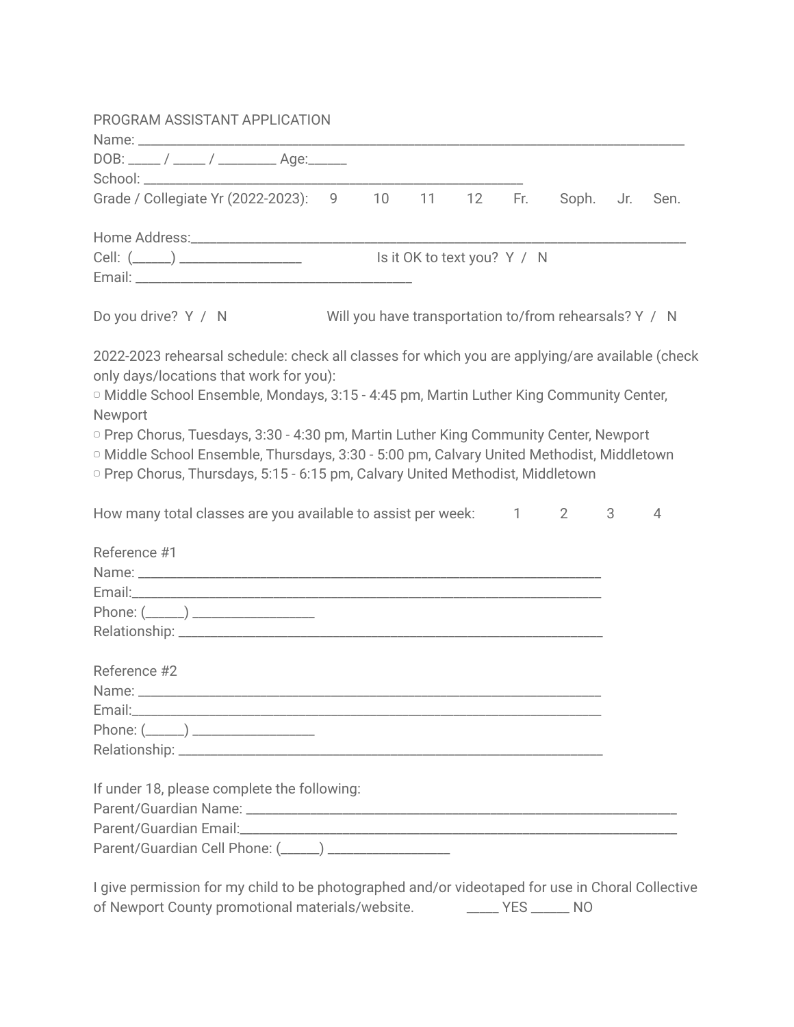PROGRAM ASSISTANT APPLICATION

Name: ______________________________________________________________________________

DOB: _____ / _____ / _________ Age:______

School: ____________________________________________________

Grade / Collegiate Yr (2022-2023): 9 10 11 12 Fr. Soph. Jr. Sen.

Home Address:_______________________________________________________________________

Cell: (______) __________________ Is it OK to text you? Y / N

Email: ________________________________________

Do you drive? Y / N Will you have transportation to/from rehearsals? Y / N

2022-2023 rehearsal schedule: check all classes for which you are applying/are available (check only days/locations that work for you):

▢ Middle School Ensemble, Mondays, 3:15 - 4:45 pm, Martin Luther King Community Center, Newport

▢ Prep Chorus, Tuesdays, 3:30 - 4:30 pm, Martin Luther King Community Center, Newport

▢ Middle School Ensemble, Thursdays, 3:30 - 5:00 pm, Calvary United Methodist, Middletown

▢ Prep Chorus, Thursdays, 5:15 - 6:15 pm, Calvary United Methodist, Middletown

How many total classes are you available to assist per week: 1 2 3 4

Reference #1

Name: ________________________________________________________________

Email:________________________________________________________________

Phone: (______) __________________

Relationship: __________________________________________________________

Reference #2

Name: ________________________________________________________________

Email:________________________________________________________________

Phone: (______) __________________

Relationship: __________________________________________________________

If under 18, please complete the following:

Parent/Guardian Name: ______________________________________________________________

Parent/Guardian Email:______________________________________________________________

Parent/Guardian Cell Phone: (______) __________________

I give permission for my child to be photographed and/or videotaped for use in Choral Collective of Newport County promotional materials/website. _____ YES ______ NO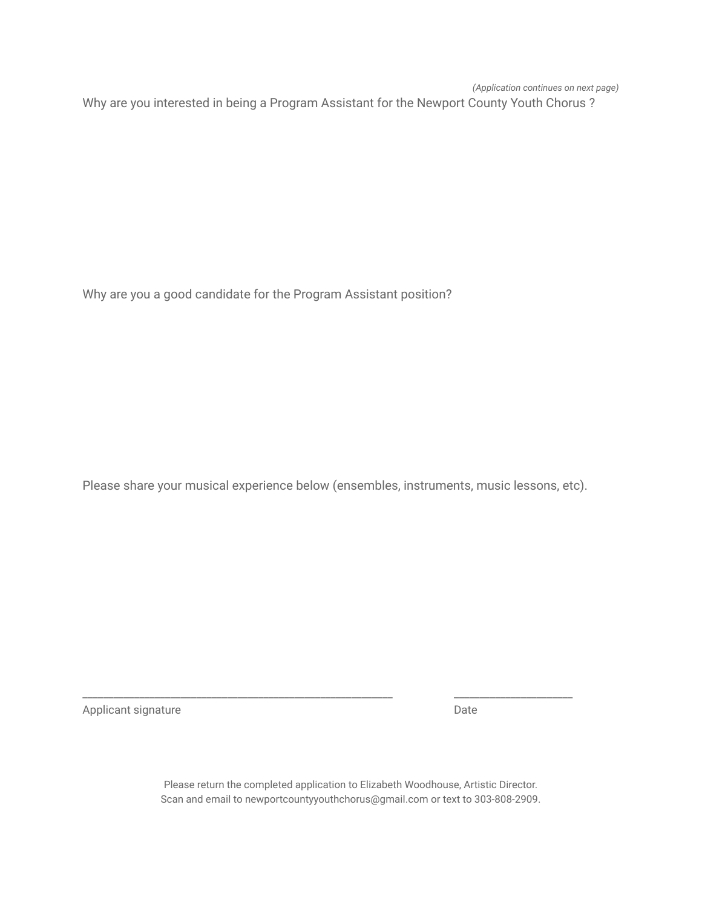*(Application continues on next page)*

Why are you interested in being a Program Assistant for the Newport County Youth Chorus ?

Why are you a good candidate for the Program Assistant position?

Please share your musical experience below (ensembles, instruments, music lessons, etc).

_______________________________________________ ____________________

Applicant signature Date

Please return the completed application to Elizabeth Woodhouse, Artistic Director.
Scan and email to newportcountyyouthchorus@gmail.com or text to 303-808-2909.